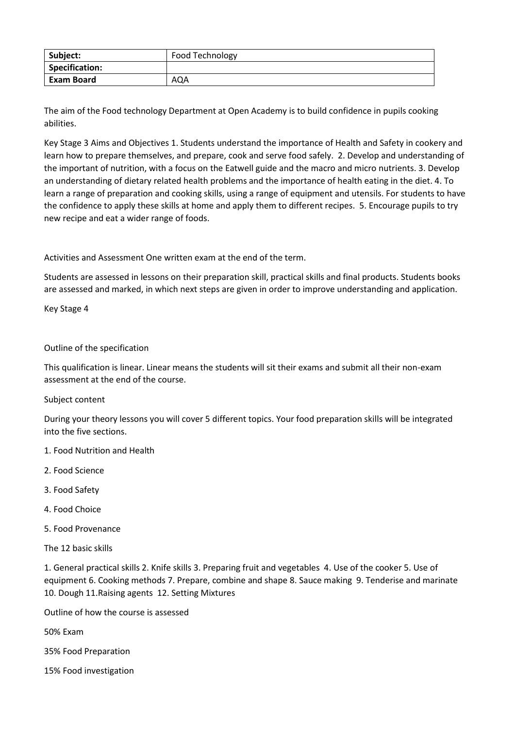| **Subject:** | Food Technology |
|---|---|
| **Specification:** | |
| **Exam Board** | AQA |

The aim of the Food technology Department at Open Academy is to build confidence in pupils cooking abilities.

Key Stage 3 Aims and Objectives 1. Students understand the importance of Health and Safety in cookery and learn how to prepare themselves, and prepare, cook and serve food safely. 2. Develop and understanding of the important of nutrition, with a focus on the Eatwell guide and the macro and micro nutrients. 3. Develop an understanding of dietary related health problems and the importance of health eating in the diet. 4. To learn a range of preparation and cooking skills, using a range of equipment and utensils. For students to have the confidence to apply these skills at home and apply them to different recipes. 5. Encourage pupils to try new recipe and eat a wider range of foods.

Activities and Assessment One written exam at the end of the term.

Students are assessed in lessons on their preparation skill, practical skills and final products. Students books are assessed and marked, in which next steps are given in order to improve understanding and application.

Key Stage 4

Outline of the specification

This qualification is linear. Linear means the students will sit their exams and submit all their non-exam assessment at the end of the course.

Subject content

During your theory lessons you will cover 5 different topics. Your food preparation skills will be integrated into the five sections.

1. Food Nutrition and Health
2. Food Science
3. Food Safety
4. Food Choice
5. Food Provenance

The 12 basic skills

1. General practical skills 2. Knife skills 3. Preparing fruit and vegetables 4. Use of the cooker 5. Use of equipment 6. Cooking methods 7. Prepare, combine and shape 8. Sauce making 9. Tenderise and marinate 10. Dough 11.Raising agents 12. Setting Mixtures

Outline of how the course is assessed

50% Exam

35% Food Preparation

15% Food investigation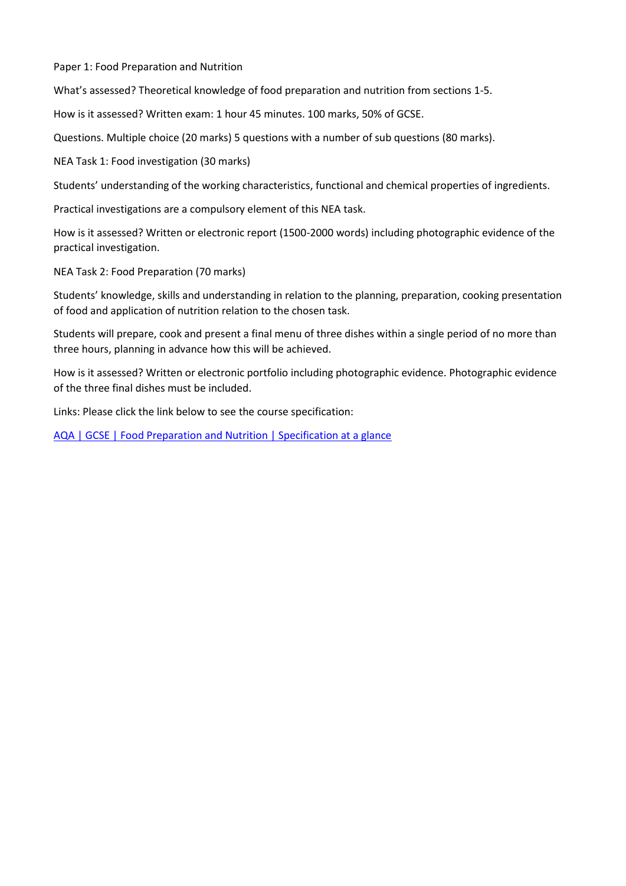Paper 1: Food Preparation and Nutrition

What's assessed? Theoretical knowledge of food preparation and nutrition from sections 1-5.

How is it assessed? Written exam: 1 hour 45 minutes. 100 marks, 50% of GCSE.

Questions. Multiple choice (20 marks) 5 questions with a number of sub questions (80 marks).

NEA Task 1: Food investigation (30 marks)

Students' understanding of the working characteristics, functional and chemical properties of ingredients.

Practical investigations are a compulsory element of this NEA task.

How is it assessed? Written or electronic report (1500-2000 words) including photographic evidence of the practical investigation.

NEA Task 2: Food Preparation (70 marks)

Students' knowledge, skills and understanding in relation to the planning, preparation, cooking presentation of food and application of nutrition relation to the chosen task.

Students will prepare, cook and present a final menu of three dishes within a single period of no more than three hours, planning in advance how this will be achieved.

How is it assessed? Written or electronic portfolio including photographic evidence. Photographic evidence of the three final dishes must be included.

Links: Please click the link below to see the course specification:

AQA | GCSE | Food Preparation and Nutrition | Specification at a glance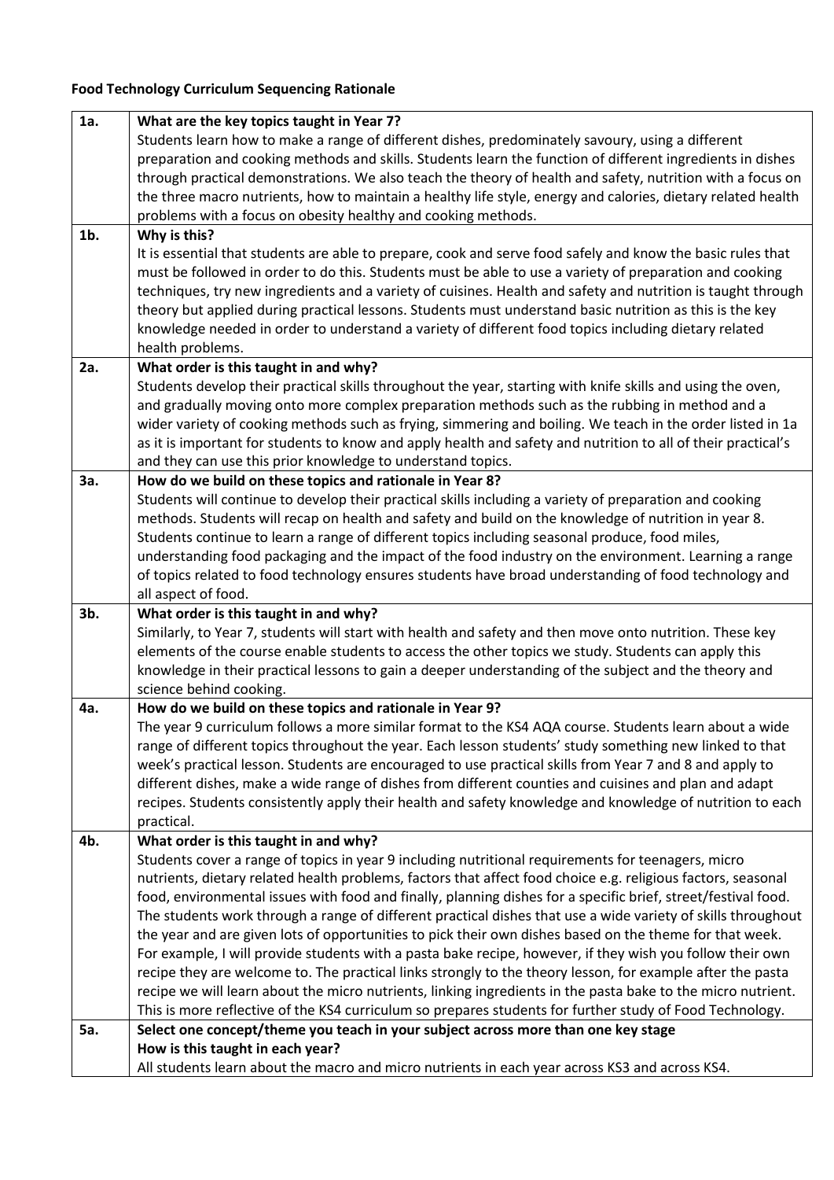**Food Technology Curriculum Sequencing Rationale**

| | |
|---|---|
| **1a.** | **What are the key topics taught in Year 7?**<br>Students learn how to make a range of different dishes, predominately savoury, using a different preparation and cooking methods and skills. Students learn the function of different ingredients in dishes through practical demonstrations. We also teach the theory of health and safety, nutrition with a focus on the three macro nutrients, how to maintain a healthy life style, energy and calories, dietary related health problems with a focus on obesity healthy and cooking methods. |
| **1b.** | **Why is this?**<br>It is essential that students are able to prepare, cook and serve food safely and know the basic rules that must be followed in order to do this. Students must be able to use a variety of preparation and cooking techniques, try new ingredients and a variety of cuisines. Health and safety and nutrition is taught through theory but applied during practical lessons. Students must understand basic nutrition as this is the key knowledge needed in order to understand a variety of different food topics including dietary related health problems. |
| **2a.** | **What order is this taught in and why?**<br>Students develop their practical skills throughout the year, starting with knife skills and using the oven, and gradually moving onto more complex preparation methods such as the rubbing in method and a wider variety of cooking methods such as frying, simmering and boiling. We teach in the order listed in 1a as it is important for students to know and apply health and safety and nutrition to all of their practical's and they can use this prior knowledge to understand topics. |
| **3a.** | **How do we build on these topics and rationale in Year 8?**<br>Students will continue to develop their practical skills including a variety of preparation and cooking methods. Students will recap on health and safety and build on the knowledge of nutrition in year 8. Students continue to learn a range of different topics including seasonal produce, food miles, understanding food packaging and the impact of the food industry on the environment. Learning a range of topics related to food technology ensures students have broad understanding of food technology and all aspect of food. |
| **3b.** | **What order is this taught in and why?**<br>Similarly, to Year 7, students will start with health and safety and then move onto nutrition. These key elements of the course enable students to access the other topics we study. Students can apply this knowledge in their practical lessons to gain a deeper understanding of the subject and the theory and science behind cooking. |
| **4a.** | **How do we build on these topics and rationale in Year 9?**<br>The year 9 curriculum follows a more similar format to the KS4 AQA course. Students learn about a wide range of different topics throughout the year. Each lesson students' study something new linked to that week's practical lesson. Students are encouraged to use practical skills from Year 7 and 8 and apply to different dishes, make a wide range of dishes from different counties and cuisines and plan and adapt recipes. Students consistently apply their health and safety knowledge and knowledge of nutrition to each practical. |
| **4b.** | **What order is this taught in and why?**<br>Students cover a range of topics in year 9 including nutritional requirements for teenagers, micro nutrients, dietary related health problems, factors that affect food choice e.g. religious factors, seasonal food, environmental issues with food and finally, planning dishes for a specific brief, street/festival food. The students work through a range of different practical dishes that use a wide variety of skills throughout the year and are given lots of opportunities to pick their own dishes based on the theme for that week. For example, I will provide students with a pasta bake recipe, however, if they wish you follow their own recipe they are welcome to. The practical links strongly to the theory lesson, for example after the pasta recipe we will learn about the micro nutrients, linking ingredients in the pasta bake to the micro nutrient. This is more reflective of the KS4 curriculum so prepares students for further study of Food Technology. |
| **5a.** | **Select one concept/theme you teach in your subject across more than one key stage**<br>**How is this taught in each year?**<br>All students learn about the macro and micro nutrients in each year across KS3 and across KS4. |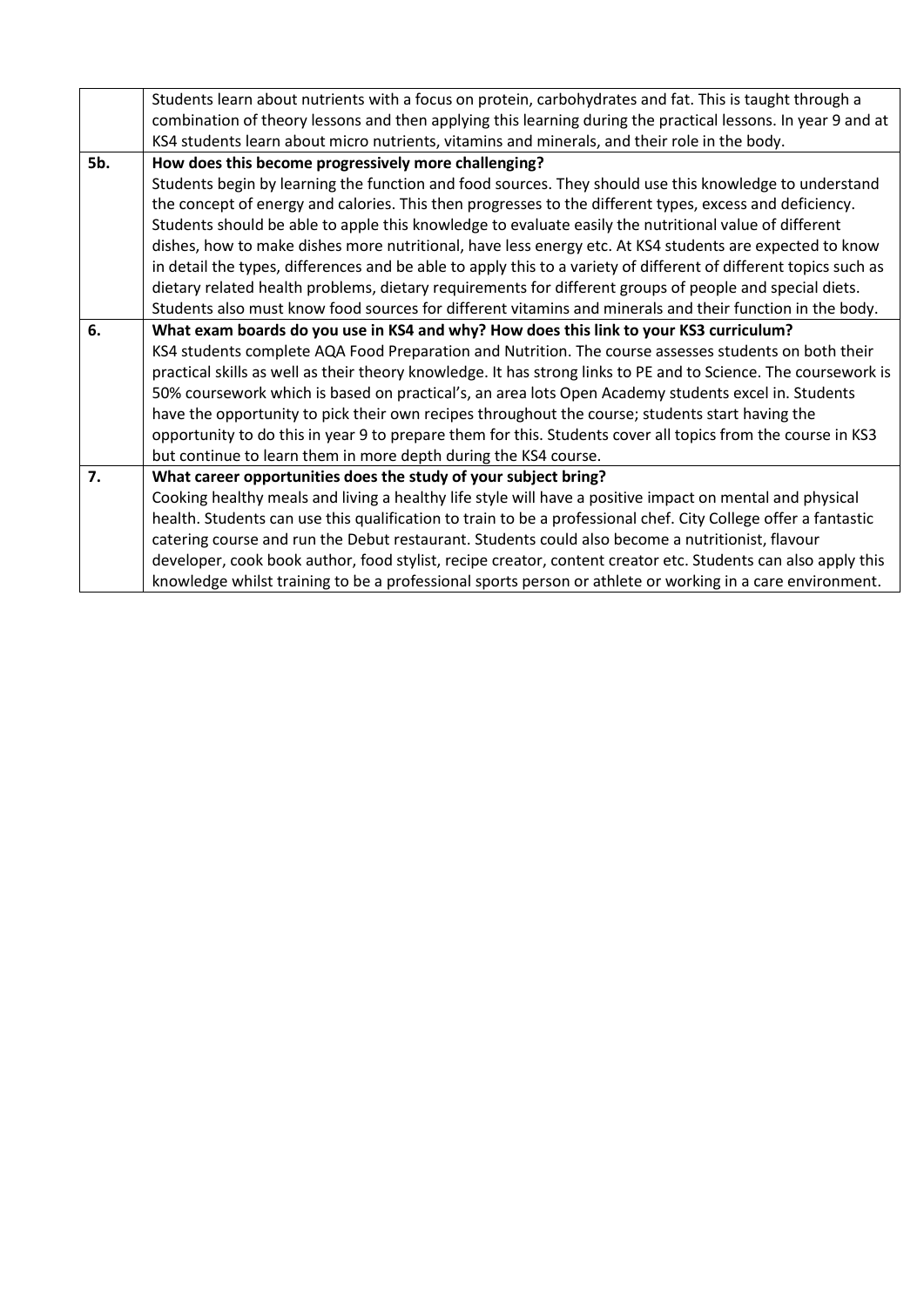| | |
|---|---|
| | Students learn about nutrients with a focus on protein, carbohydrates and fat. This is taught through a combination of theory lessons and then applying this learning during the practical lessons. In year 9 and at KS4 students learn about micro nutrients, vitamins and minerals, and their role in the body. |
| **5b.** | **How does this become progressively more challenging?**<br>Students begin by learning the function and food sources. They should use this knowledge to understand the concept of energy and calories. This then progresses to the different types, excess and deficiency. Students should be able to apple this knowledge to evaluate easily the nutritional value of different dishes, how to make dishes more nutritional, have less energy etc. At KS4 students are expected to know in detail the types, differences and be able to apply this to a variety of different of different topics such as dietary related health problems, dietary requirements for different groups of people and special diets. Students also must know food sources for different vitamins and minerals and their function in the body. |
| **6.** | **What exam boards do you use in KS4 and why? How does this link to your KS3 curriculum?**<br>KS4 students complete AQA Food Preparation and Nutrition. The course assesses students on both their practical skills as well as their theory knowledge. It has strong links to PE and to Science. The coursework is 50% coursework which is based on practical's, an area lots Open Academy students excel in. Students have the opportunity to pick their own recipes throughout the course; students start having the opportunity to do this in year 9 to prepare them for this. Students cover all topics from the course in KS3 but continue to learn them in more depth during the KS4 course. |
| **7.** | **What career opportunities does the study of your subject bring?**<br>Cooking healthy meals and living a healthy life style will have a positive impact on mental and physical health. Students can use this qualification to train to be a professional chef. City College offer a fantastic catering course and run the Debut restaurant. Students could also become a nutritionist, flavour developer, cook book author, food stylist, recipe creator, content creator etc. Students can also apply this knowledge whilst training to be a professional sports person or athlete or working in a care environment. |